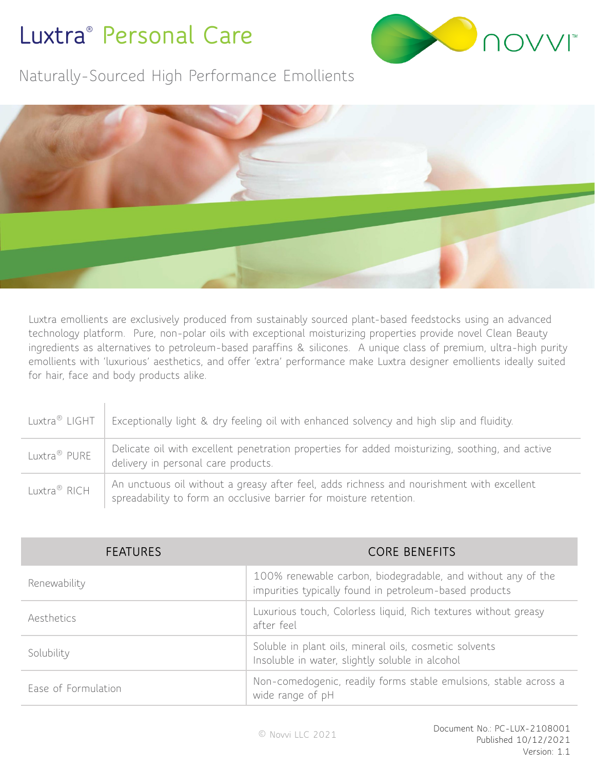# Luxtra® Personal Care

NOVVI™

## Naturally-Sourced High Performance Emollients

Luxtra emollients are exclusively produced from sustainably sourced plant-based feedstocks using an advanced technology platform. Pure, non-polar oils with exceptional moisturizing properties provide novel Clean Beauty ingredients as alternatives to petroleum-based paraffins & silicones. A unique class of premium, ultra-high purity emollients with 'luxurious' aesthetics, and offer 'extra' performance make Luxtra designer emollients ideally suited for hair, face and body products alike.

| | |
|---|---|
| Luxtra® LIGHT | Exceptionally light & dry feeling oil with enhanced solvency and high slip and fluidity. |
| Luxtra® PURE | Delicate oil with excellent penetration properties for added moisturizing, soothing, and active delivery in personal care products. |
| Luxtra® RICH | An unctuous oil without a greasy after feel, adds richness and nourishment with excellent spreadability to form an occlusive barrier for moisture retention. |

| FEATURES | CORE BENEFITS |
|---|---|
| Renewability | 100% renewable carbon, biodegradable, and without any of the impurities typically found in petroleum-based products |
| Aesthetics | Luxurious touch, Colorless liquid, Rich textures without greasy after feel |
| Solubility | Soluble in plant oils, mineral oils, cosmetic solvents<br>Insoluble in water, slightly soluble in alcohol |
| Ease of Formulation | Non-comedogenic, readily forms stable emulsions, stable across a wide range of pH |

© Novvi LLC 2021

Document No.: PC-LUX-2108001
Published 10/12/2021
Version: 1.1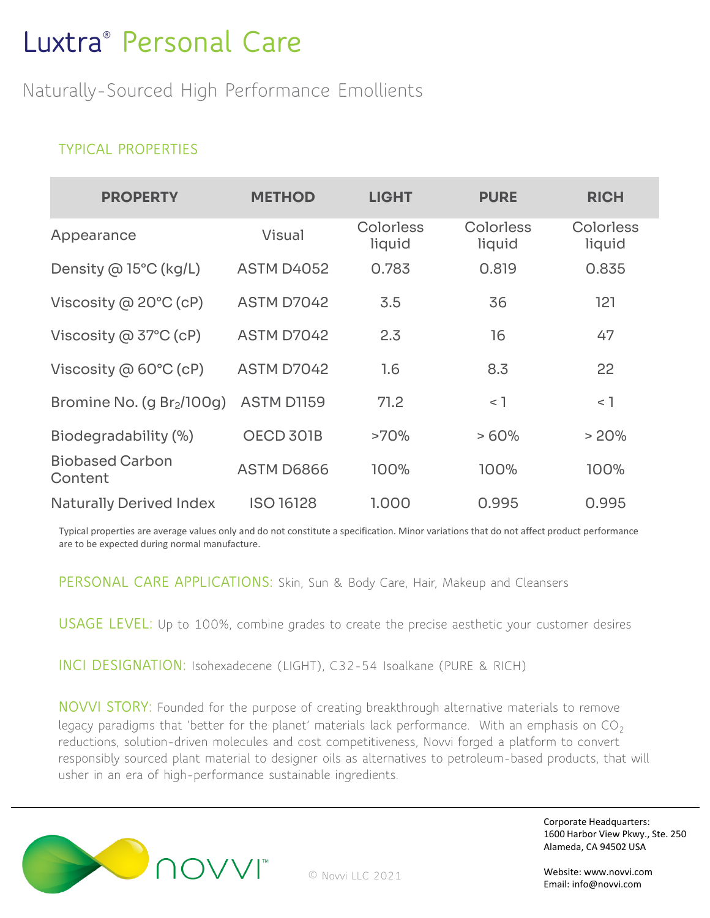# Luxtra® Personal Care

## Naturally-Sourced High Performance Emollients

### TYPICAL PROPERTIES

| PROPERTY | METHOD | LIGHT | PURE | RICH |
|---|---|---|---|---|
| Appearance | Visual | Colorless liquid | Colorless liquid | Colorless liquid |
| Density @ 15°C (kg/L) | ASTM D4052 | 0.783 | 0.819 | 0.835 |
| Viscosity @ 20°C (cP) | ASTM D7042 | 3.5 | 36 | 121 |
| Viscosity @ 37°C (cP) | ASTM D7042 | 2.3 | 16 | 47 |
| Viscosity @ 60°C (cP) | ASTM D7042 | 1.6 | 8.3 | 22 |
| Bromine No. (g $Br_2$/100g) | ASTM D1159 | 71.2 | < 1 | < 1 |
| Biodegradability (%) | OECD 301B | >70% | > 60% | > 20% |
| Biobased Carbon Content | ASTM D6866 | 100% | 100% | 100% |
| Naturally Derived Index | ISO 16128 | 1.000 | 0.995 | 0.995 |

Typical properties are average values only and do not constitute a specification. Minor variations that do not affect product performance are to be expected during normal manufacture.

**PERSONAL CARE APPLICATIONS:** Skin, Sun & Body Care, Hair, Makeup and Cleansers

**USAGE LEVEL:** Up to 100%, combine grades to create the precise aesthetic your customer desires

**INCI DESIGNATION:** Isohexadecene (LIGHT), C32-54 Isoalkane (PURE & RICH)

**NOVVI STORY:** Founded for the purpose of creating breakthrough alternative materials to remove legacy paradigms that 'better for the planet' materials lack performance. With an emphasis on $CO_2$ reductions, solution-driven molecules and cost competitiveness, Novvi forged a platform to convert responsibly sourced plant material to designer oils as alternatives to petroleum-based products, that will usher in an era of high-performance sustainable ingredients.

novvi™

© Novvi LLC 2021

Corporate Headquarters:
1600 Harbor View Pkwy., Ste. 250
Alameda, CA 94502 USA

Website: www.novvi.com
Email: info@novvi.com